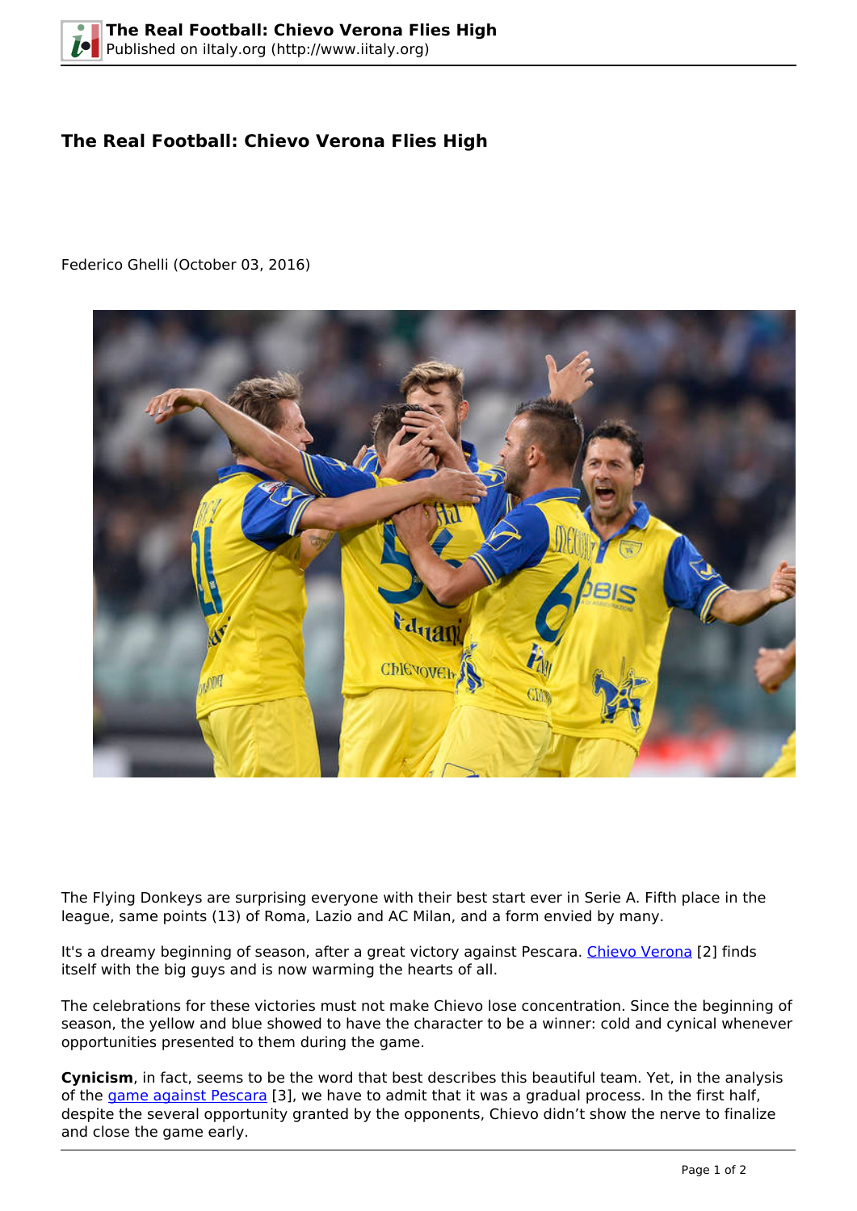# The Real Football: Chievo Verona Flies High

Federico Ghelli (October 03, 2016)

The Flying Donkeys are surprising everyone with their best start ever in Serie A. Fifth place in the league, same points (13) of Roma, Lazio and AC Milan, and a form envied by many.

It's a dreamy beginning of season, after a great victory against Pescara. Chievo Verona [2] finds itself with the big guys and is now warming the hearts of all.

The celebrations for these victories must not make Chievo lose concentration. Since the beginning of season, the yellow and blue showed to have the character to be a winner: cold and cynical whenever opportunities presented to them during the game.

**Cynicism**, in fact, seems to be the word that best describes this beautiful team. Yet, in the analysis of the game against Pescara [3], we have to admit that it was a gradual process. In the first half, despite the several opportunity granted by the opponents, Chievo didn't show the nerve to finalize and close the game early.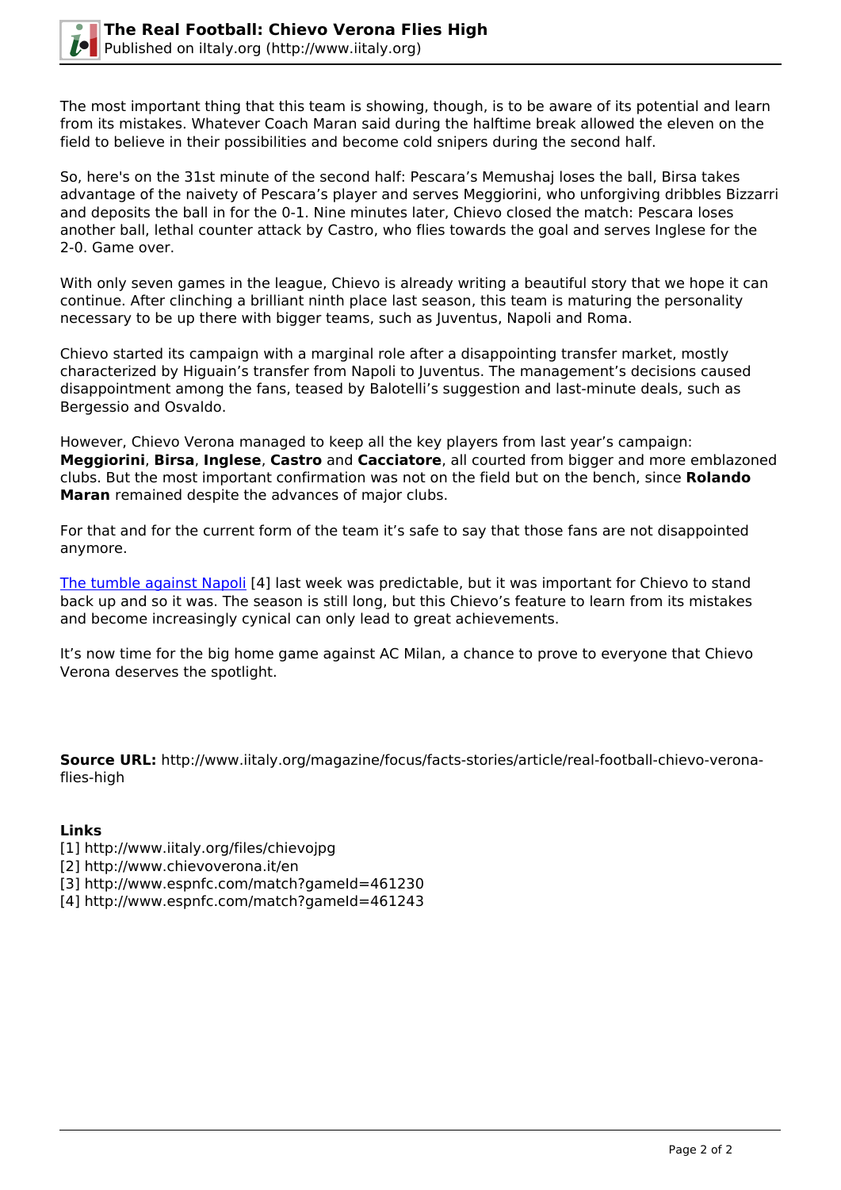The most important thing that this team is showing, though, is to be aware of its potential and learn from its mistakes. Whatever Coach Maran said during the halftime break allowed the eleven on the field to believe in their possibilities and become cold snipers during the second half.

So, here's on the 31st minute of the second half: Pescara's Memushaj loses the ball, Birsa takes advantage of the naivety of Pescara's player and serves Meggiorini, who unforgiving dribbles Bizzarri and deposits the ball in for the 0-1. Nine minutes later, Chievo closed the match: Pescara loses another ball, lethal counter attack by Castro, who flies towards the goal and serves Inglese for the 2-0. Game over.

With only seven games in the league, Chievo is already writing a beautiful story that we hope it can continue. After clinching a brilliant ninth place last season, this team is maturing the personality necessary to be up there with bigger teams, such as Juventus, Napoli and Roma.

Chievo started its campaign with a marginal role after a disappointing transfer market, mostly characterized by Higuain's transfer from Napoli to Juventus. The management's decisions caused disappointment among the fans, teased by Balotelli's suggestion and last-minute deals, such as Bergessio and Osvaldo.

However, Chievo Verona managed to keep all the key players from last year's campaign: **Meggiorini**, **Birsa**, **Inglese**, **Castro** and **Cacciatore**, all courted from bigger and more emblazoned clubs. But the most important confirmation was not on the field but on the bench, since **Rolando Maran** remained despite the advances of major clubs.

For that and for the current form of the team it's safe to say that those fans are not disappointed anymore.

The tumble against Napoli [4] last week was predictable, but it was important for Chievo to stand back up and so it was. The season is still long, but this Chievo's feature to learn from its mistakes and become increasingly cynical can only lead to great achievements.

It's now time for the big home game against AC Milan, a chance to prove to everyone that Chievo Verona deserves the spotlight.

**Source URL:** http://www.iitaly.org/magazine/focus/facts-stories/article/real-football-chievo-verona-flies-high

**Links**

[1] http://www.iitaly.org/files/chievojpg
[2] http://www.chievoverona.it/en
[3] http://www.espnfc.com/match?gameId=461230
[4] http://www.espnfc.com/match?gameId=461243